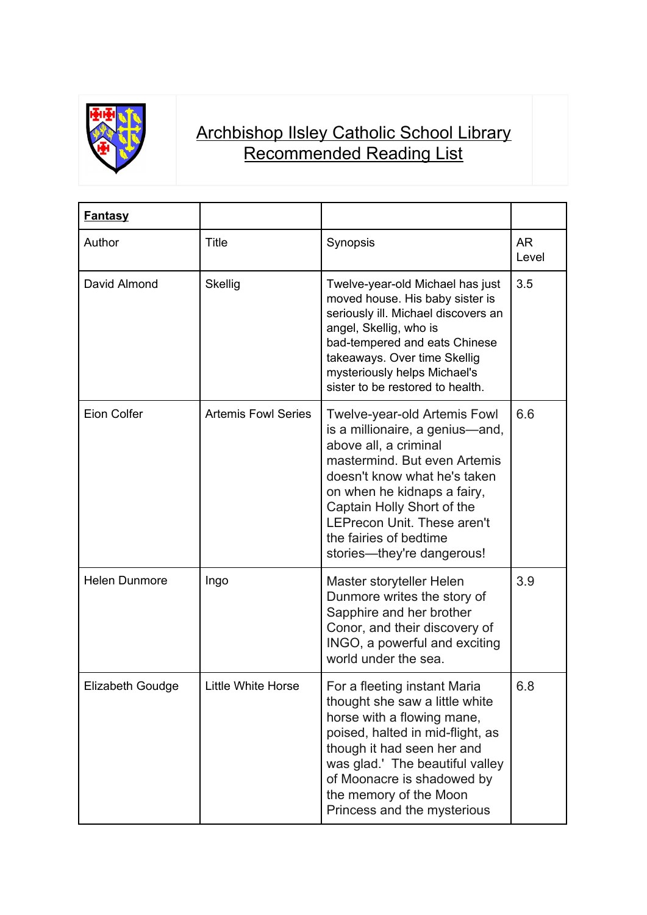# Archbishop Ilsley Catholic School Library Recommended Reading List

| **Fantasy** | | | |
|---|---|---|---|
| Author | Title | Synopsis | AR Level |
| David Almond | Skellig | Twelve-year-old Michael has just moved house. His baby sister is seriously ill. Michael discovers an angel, Skellig, who is bad-tempered and eats Chinese takeaways. Over time Skellig mysteriously helps Michael's sister to be restored to health. | 3.5 |
| Eion Colfer | Artemis Fowl Series | Twelve-year-old Artemis Fowl is a millionaire, a genius—and, above all, a criminal mastermind. But even Artemis doesn't know what he's taken on when he kidnaps a fairy, Captain Holly Short of the LEPrecon Unit. These aren't the fairies of bedtime stories—they're dangerous! | 6.6 |
| Helen Dunmore | Ingo | Master storyteller Helen Dunmore writes the story of Sapphire and her brother Conor, and their discovery of INGO, a powerful and exciting world under the sea. | 3.9 |
| Elizabeth Goudge | Little White Horse | For a fleeting instant Maria thought she saw a little white horse with a flowing mane, poised, halted in mid-flight, as though it had seen her and was glad.' The beautiful valley of Moonacre is shadowed by the memory of the Moon Princess and the mysterious | 6.8 |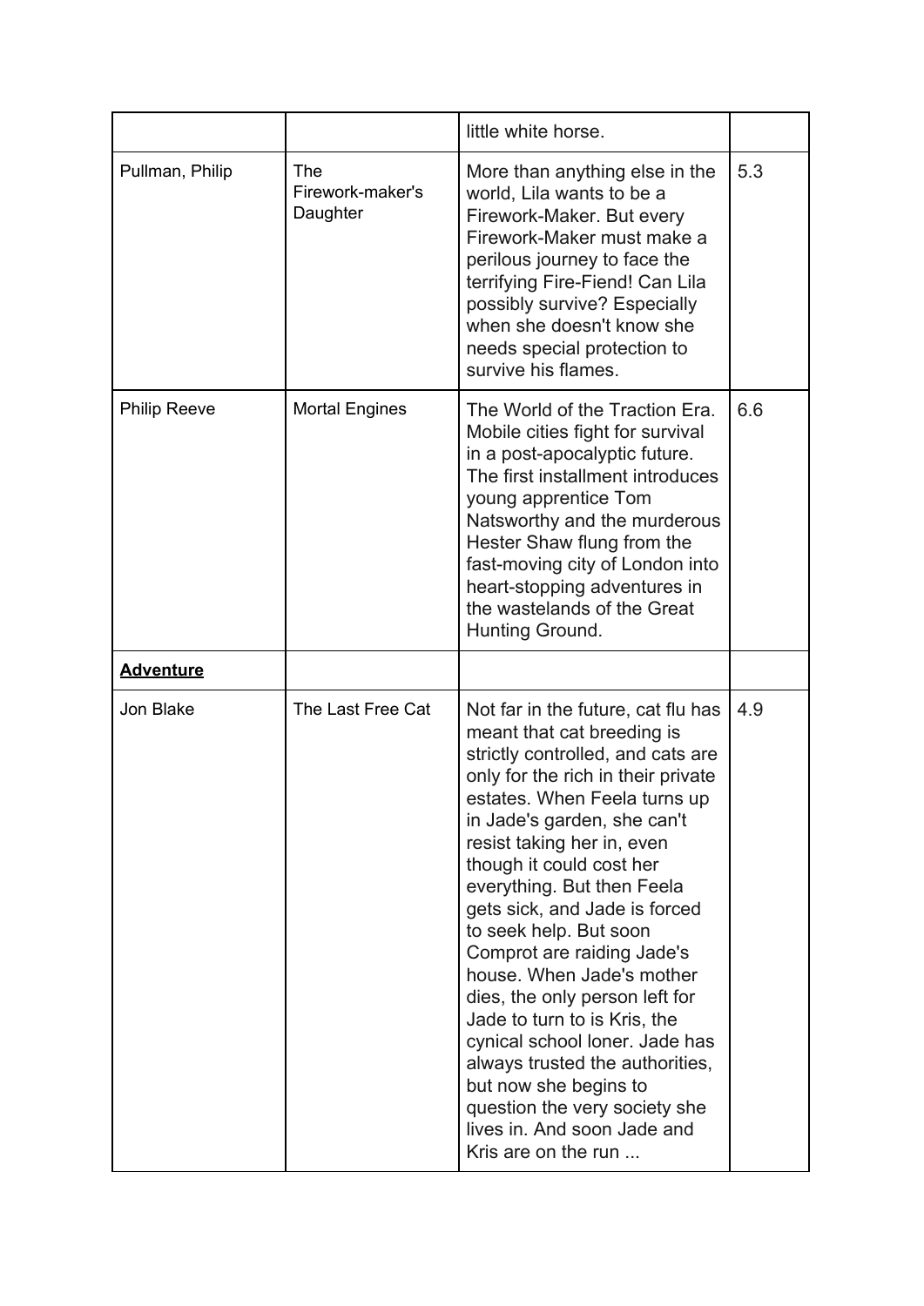| | | | |
|---|---|---|---|
| | | little white horse. | |
| Pullman, Philip | The Firework-maker's Daughter | More than anything else in the world, Lila wants to be a Firework-Maker. But every Firework-Maker must make a perilous journey to face the terrifying Fire-Fiend! Can Lila possibly survive? Especially when she doesn't know she needs special protection to survive his flames. | 5.3 |
| Philip Reeve | Mortal Engines | The World of the Traction Era. Mobile cities fight for survival in a post-apocalyptic future. The first installment introduces young apprentice Tom Natsworthy and the murderous Hester Shaw flung from the fast-moving city of London into heart-stopping adventures in the wastelands of the Great Hunting Ground. | 6.6 |
| **<u>Adventure</u>** | | | |
| Jon Blake | The Last Free Cat | Not far in the future, cat flu has meant that cat breeding is strictly controlled, and cats are only for the rich in their private estates. When Feela turns up in Jade's garden, she can't resist taking her in, even though it could cost her everything. But then Feela gets sick, and Jade is forced to seek help. But soon Comprot are raiding Jade's house. When Jade's mother dies, the only person left for Jade to turn to is Kris, the cynical school loner. Jade has always trusted the authorities, but now she begins to question the very society she lives in. And soon Jade and Kris are on the run ... | 4.9 |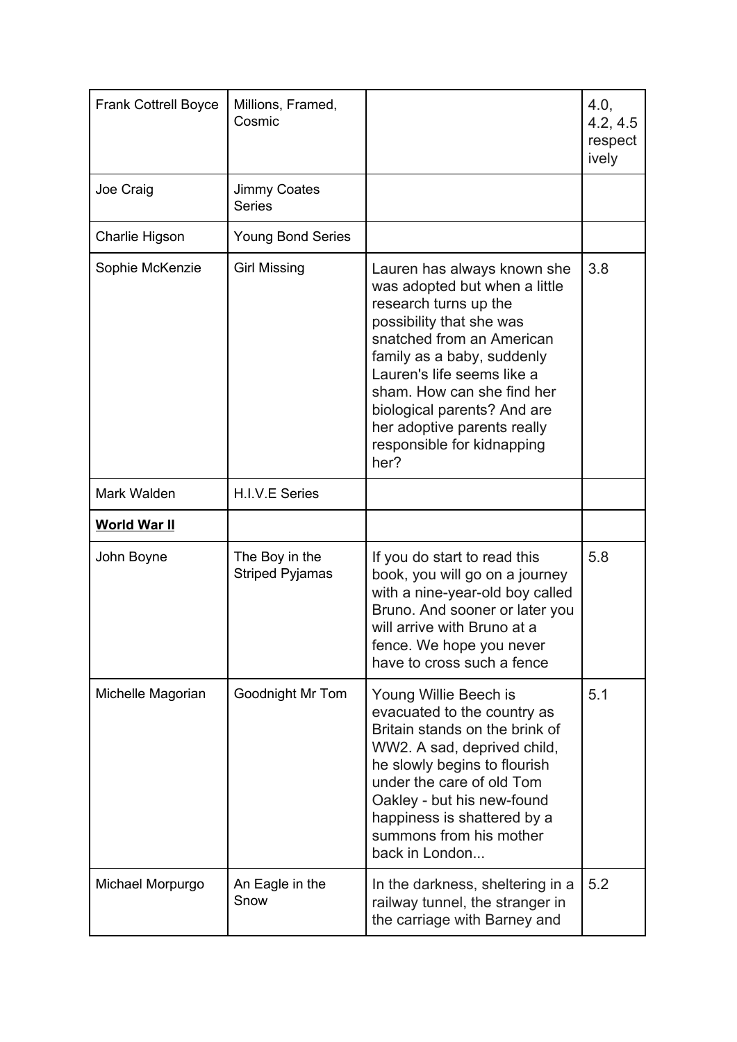| Frank Cottrell Boyce | Millions, Framed, Cosmic | | 4.0, 4.2, 4.5 respectively |
|---|---|---|---|
| Joe Craig | Jimmy Coates Series | | |
| Charlie Higson | Young Bond Series | | |
| Sophie McKenzie | Girl Missing | Lauren has always known she was adopted but when a little research turns up the possibility that she was snatched from an American family as a baby, suddenly Lauren's life seems like a sham. How can she find her biological parents? And are her adoptive parents really responsible for kidnapping her? | 3.8 |
| Mark Walden | H.I.V.E Series | | |
| **World War II** | | | |
| John Boyne | The Boy in the Striped Pyjamas | If you do start to read this book, you will go on a journey with a nine-year-old boy called Bruno. And sooner or later you will arrive with Bruno at a fence. We hope you never have to cross such a fence | 5.8 |
| Michelle Magorian | Goodnight Mr Tom | Young Willie Beech is evacuated to the country as Britain stands on the brink of WW2. A sad, deprived child, he slowly begins to flourish under the care of old Tom Oakley - but his new-found happiness is shattered by a summons from his mother back in London... | 5.1 |
| Michael Morpurgo | An Eagle in the Snow | In the darkness, sheltering in a railway tunnel, the stranger in the carriage with Barney and | 5.2 |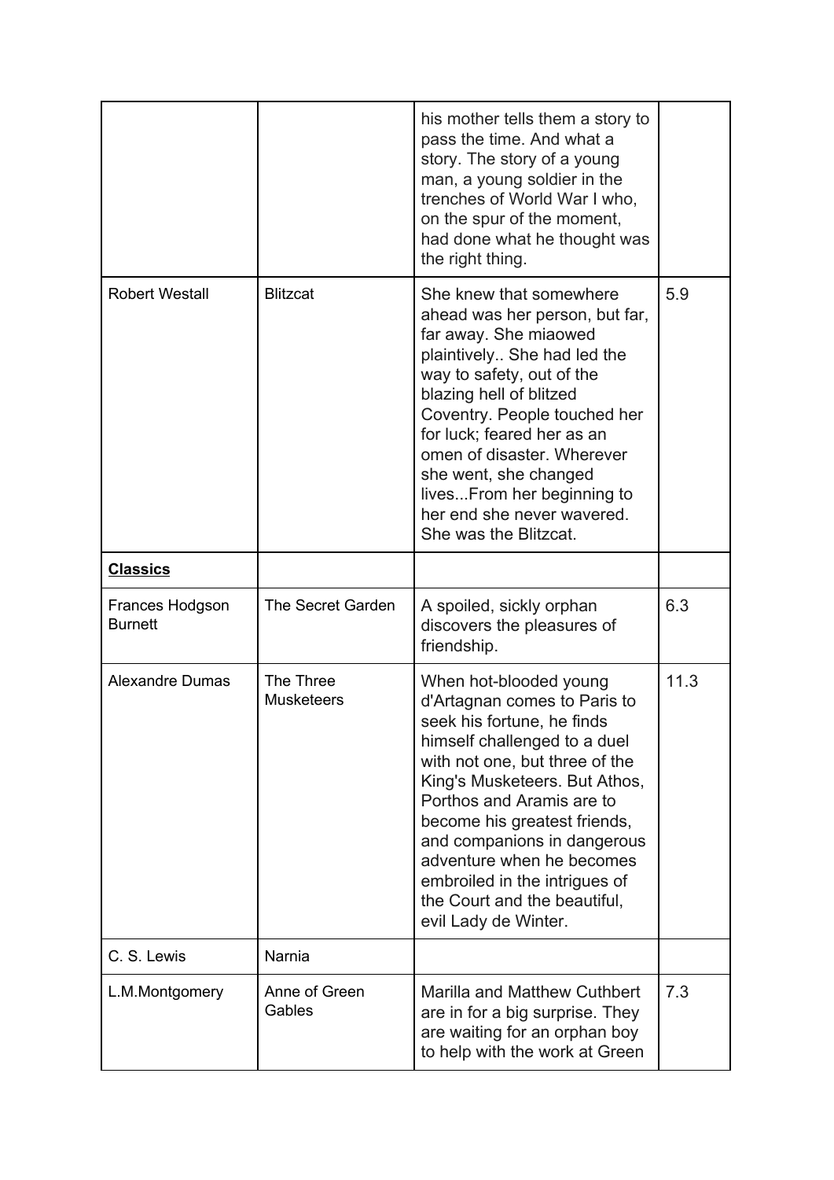| | | | |
|---|---|---|---|
| | | his mother tells them a story to pass the time. And what a story. The story of a young man, a young soldier in the trenches of World War I who, on the spur of the moment, had done what he thought was the right thing. | |
| Robert Westall | Blitzcat | She knew that somewhere ahead was her person, but far, far away. She miaowed plaintively.. She had led the way to safety, out of the blazing hell of blitzed Coventry. People touched her for luck; feared her as an omen of disaster. Wherever she went, she changed lives...From her beginning to her end she never wavered. She was the Blitzcat. | 5.9 |
| **Classics** | | | |
| Frances Hodgson Burnett | The Secret Garden | A spoiled, sickly orphan discovers the pleasures of friendship. | 6.3 |
| Alexandre Dumas | The Three Musketeers | When hot-blooded young d'Artagnan comes to Paris to seek his fortune, he finds himself challenged to a duel with not one, but three of the King's Musketeers. But Athos, Porthos and Aramis are to become his greatest friends, and companions in dangerous adventure when he becomes embroiled in the intrigues of the Court and the beautiful, evil Lady de Winter. | 11.3 |
| C. S. Lewis | Narnia | | |
| L.M.Montgomery | Anne of Green Gables | Marilla and Matthew Cuthbert are in for a big surprise. They are waiting for an orphan boy to help with the work at Green | 7.3 |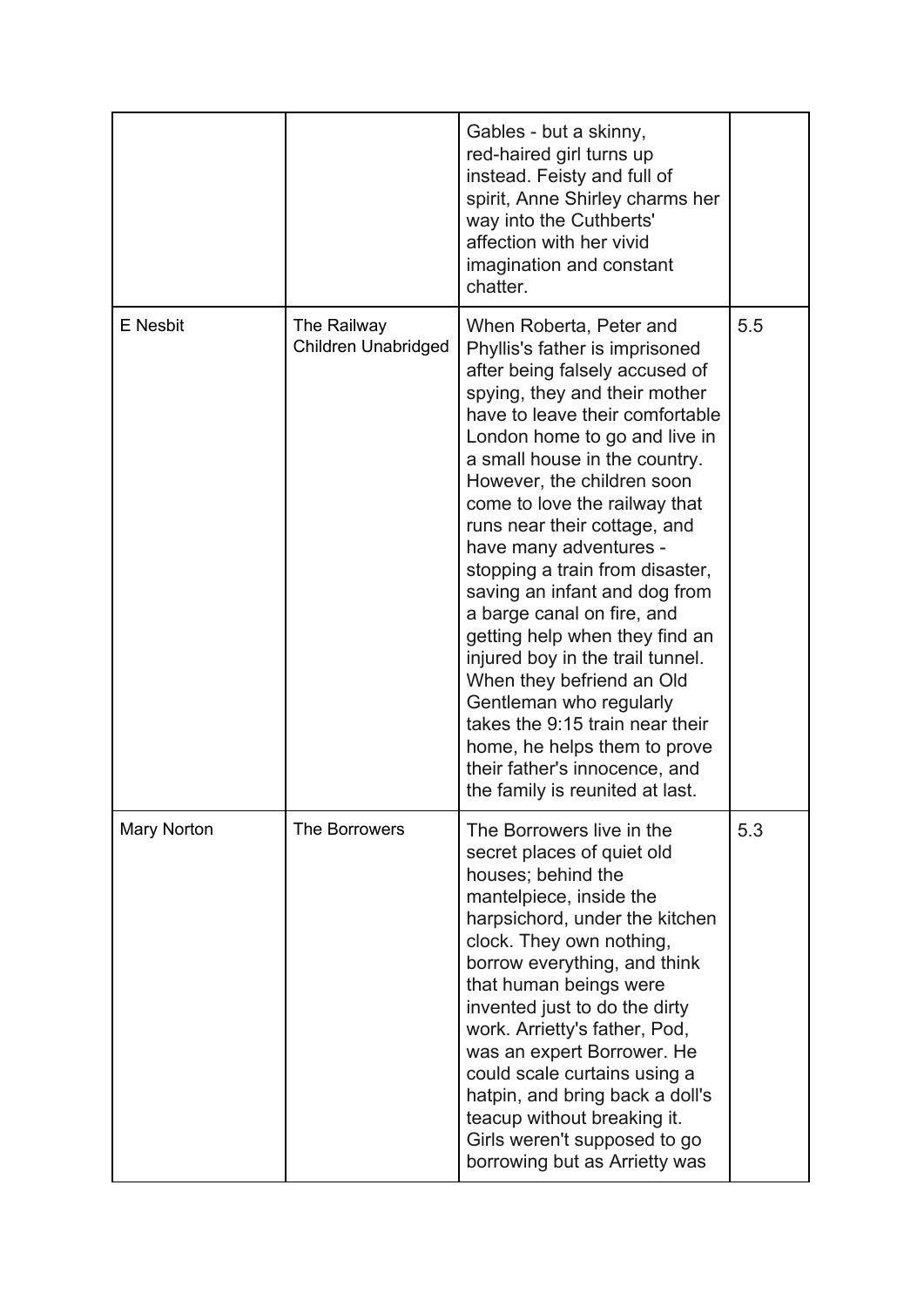| | | | |
|---|---|---|---|
| | | Gables - but a skinny, red-haired girl turns up instead. Feisty and full of spirit, Anne Shirley charms her way into the Cuthberts' affection with her vivid imagination and constant chatter. | |
| E Nesbit | The Railway Children Unabridged | When Roberta, Peter and Phyllis's father is imprisoned after being falsely accused of spying, they and their mother have to leave their comfortable London home to go and live in a small house in the country. However, the children soon come to love the railway that runs near their cottage, and have many adventures - stopping a train from disaster, saving an infant and dog from a barge canal on fire, and getting help when they find an injured boy in the trail tunnel. When they befriend an Old Gentleman who regularly takes the 9:15 train near their home, he helps them to prove their father's innocence, and the family is reunited at last. | 5.5 |
| Mary Norton | The Borrowers | The Borrowers live in the secret places of quiet old houses; behind the mantelpiece, inside the harpsichord, under the kitchen clock. They own nothing, borrow everything, and think that human beings were invented just to do the dirty work. Arrietty's father, Pod, was an expert Borrower. He could scale curtains using a hatpin, and bring back a doll's teacup without breaking it. Girls weren't supposed to go borrowing but as Arrietty was | 5.3 |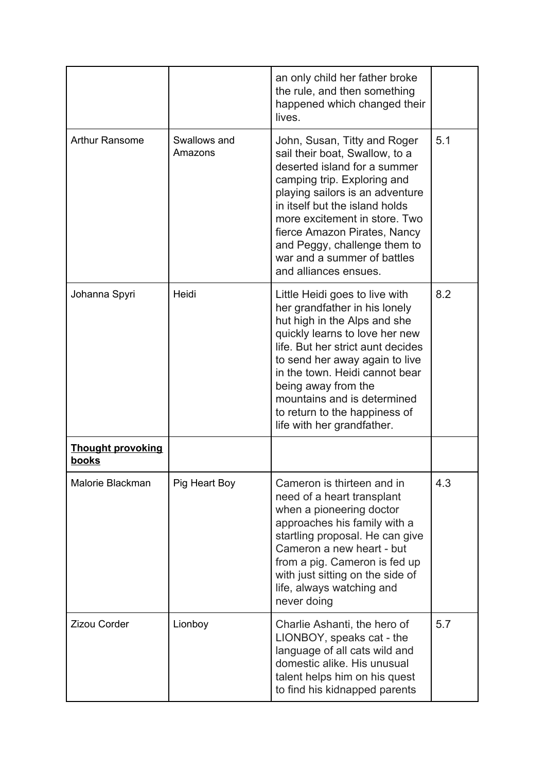|  |  |  |  |
|---|---|---|---|
|  |  | an only child her father broke the rule, and then something happened which changed their lives. |  |
| Arthur Ransome | Swallows and Amazons | John, Susan, Titty and Roger sail their boat, Swallow, to a deserted island for a summer camping trip. Exploring and playing sailors is an adventure in itself but the island holds more excitement in store. Two fierce Amazon Pirates, Nancy and Peggy, challenge them to war and a summer of battles and alliances ensues. | 5.1 |
| Johanna Spyri | Heidi | Little Heidi goes to live with her grandfather in his lonely hut high in the Alps and she quickly learns to love her new life. But her strict aunt decides to send her away again to live in the town. Heidi cannot bear being away from the mountains and is determined to return to the happiness of life with her grandfather. | 8.2 |
| **Thought provoking books** |  |  |  |
| Malorie Blackman | Pig Heart Boy | Cameron is thirteen and in need of a heart transplant when a pioneering doctor approaches his family with a startling proposal. He can give Cameron a new heart - but from a pig. Cameron is fed up with just sitting on the side of life, always watching and never doing | 4.3 |
| Zizou Corder | Lionboy | Charlie Ashanti, the hero of LIONBOY, speaks cat - the language of all cats wild and domestic alike. His unusual talent helps him on his quest to find his kidnapped parents | 5.7 |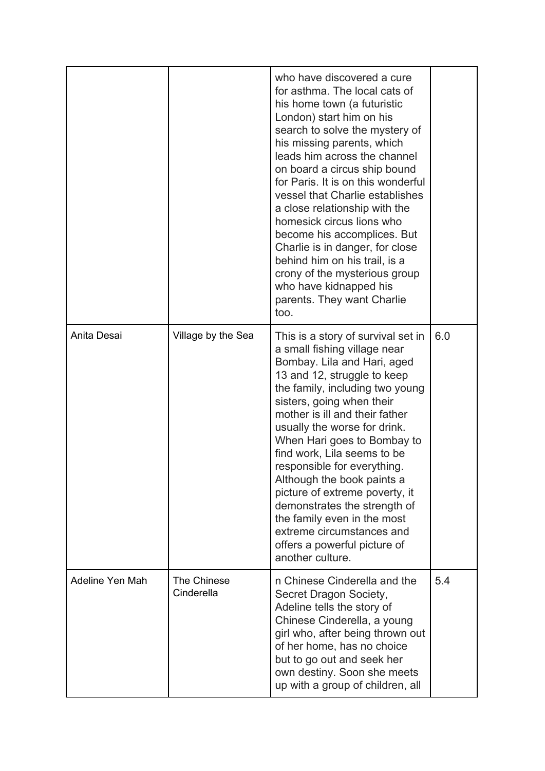| | | | |
|---|---|---|---|
| | | who have discovered a cure for asthma. The local cats of his home town (a futuristic London) start him on his search to solve the mystery of his missing parents, which leads him across the channel on board a circus ship bound for Paris. It is on this wonderful vessel that Charlie establishes a close relationship with the homesick circus lions who become his accomplices. But Charlie is in danger, for close behind him on his trail, is a crony of the mysterious group who have kidnapped his parents. They want Charlie too. | |
| Anita Desai | Village by the Sea | This is a story of survival set in a small fishing village near Bombay. Lila and Hari, aged 13 and 12, struggle to keep the family, including two young sisters, going when their mother is ill and their father usually the worse for drink. When Hari goes to Bombay to find work, Lila seems to be responsible for everything. Although the book paints a picture of extreme poverty, it demonstrates the strength of the family even in the most extreme circumstances and offers a powerful picture of another culture. | 6.0 |
| Adeline Yen Mah | The Chinese Cinderella | n Chinese Cinderella and the Secret Dragon Society, Adeline tells the story of Chinese Cinderella, a young girl who, after being thrown out of her home, has no choice but to go out and seek her own destiny. Soon she meets up with a group of children, all | 5.4 |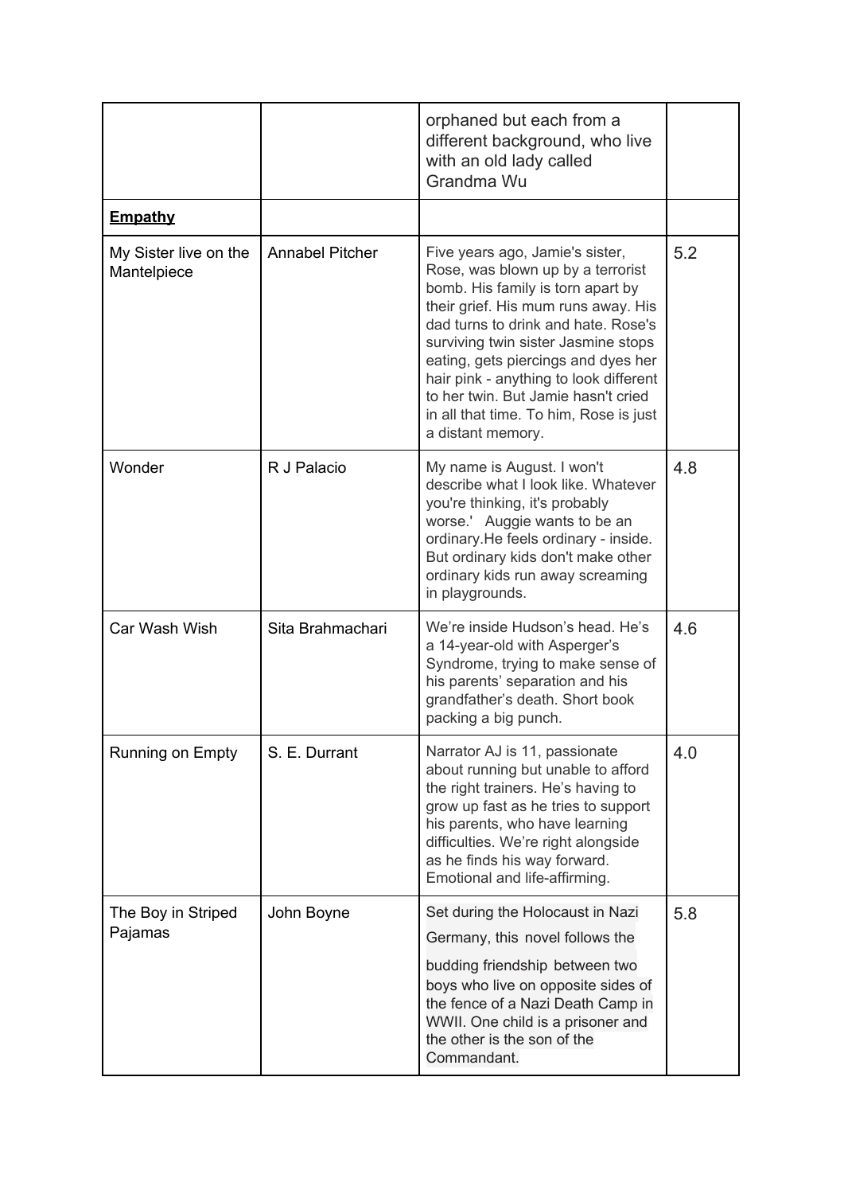| | | | |
|---|---|---|---|
| | | orphaned but each from a different background, who live with an old lady called Grandma Wu | |
| **Empathy** | | | |
| My Sister live on the Mantelpiece | Annabel Pitcher | Five years ago, Jamie's sister, Rose, was blown up by a terrorist bomb. His family is torn apart by their grief. His mum runs away. His dad turns to drink and hate. Rose's surviving twin sister Jasmine stops eating, gets piercings and dyes her hair pink - anything to look different to her twin. But Jamie hasn't cried in all that time. To him, Rose is just a distant memory. | 5.2 |
| Wonder | R J Palacio | My name is August. I won't describe what I look like. Whatever you're thinking, it's probably worse.' Auggie wants to be an ordinary.He feels ordinary - inside. But ordinary kids don't make other ordinary kids run away screaming in playgrounds. | 4.8 |
| Car Wash Wish | Sita Brahmachari | We're inside Hudson's head. He's a 14-year-old with Asperger's Syndrome, trying to make sense of his parents' separation and his grandfather's death. Short book packing a big punch. | 4.6 |
| Running on Empty | S. E. Durrant | Narrator AJ is 11, passionate about running but unable to afford the right trainers. He's having to grow up fast as he tries to support his parents, who have learning difficulties. We're right alongside as he finds his way forward. Emotional and life-affirming. | 4.0 |
| The Boy in Striped Pajamas | John Boyne | Set during the Holocaust in Nazi Germany, this novel follows the budding friendship between two boys who live on opposite sides of the fence of a Nazi Death Camp in WWII. One child is a prisoner and the other is the son of the Commandant. | 5.8 |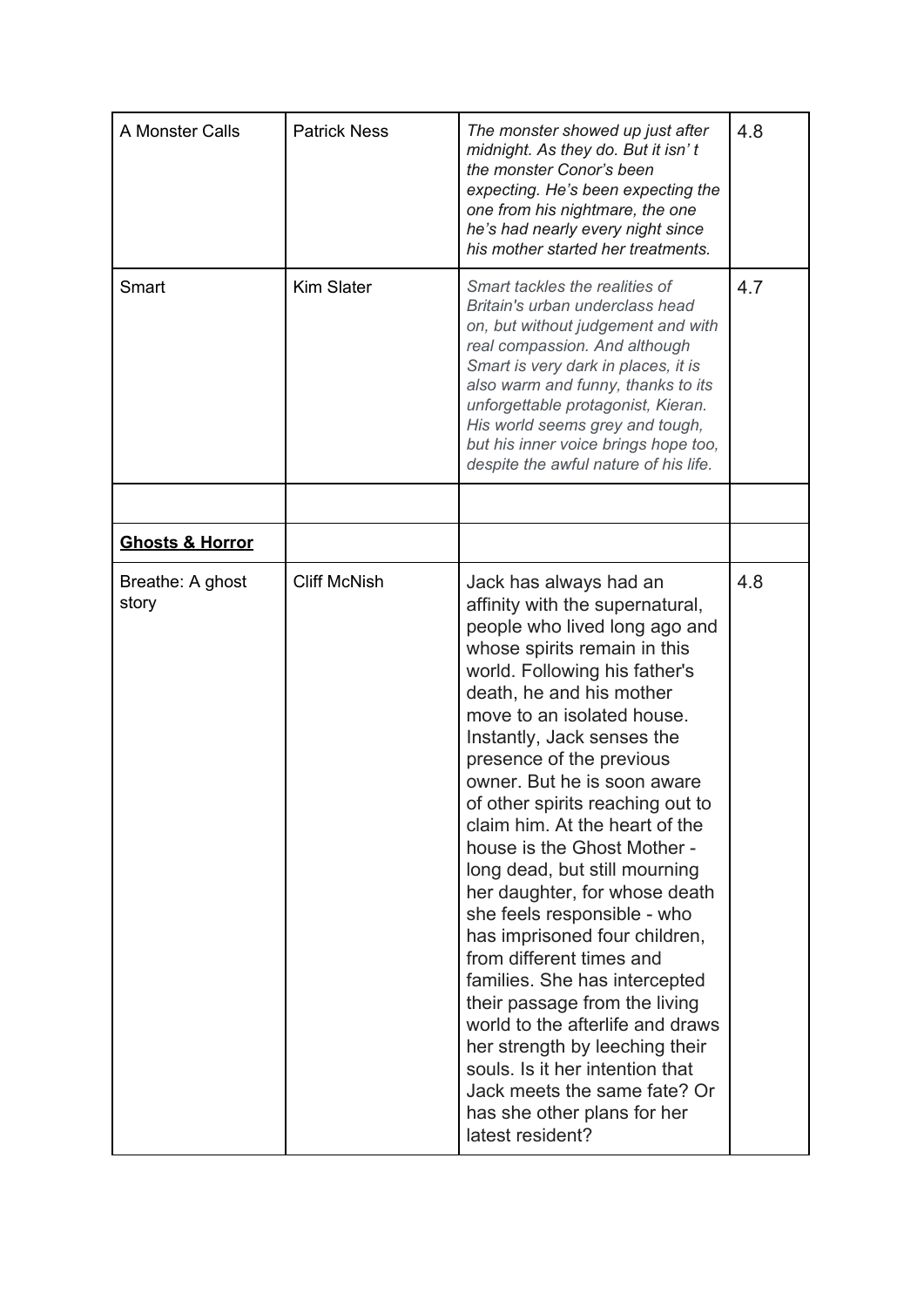| A Monster Calls | Patrick Ness | *The monster showed up just after midnight. As they do. But it isn' t the monster Conor's been expecting. He's been expecting the one from his nightmare, the one he's had nearly every night since his mother started her treatments.* | 4.8 |
|---|---|---|---|
| Smart | Kim Slater | *Smart tackles the realities of Britain's urban underclass head on, but without judgement and with real compassion. And although Smart is very dark in places, it is also warm and funny, thanks to its unforgettable protagonist, Kieran. His world seems grey and tough, but his inner voice brings hope too, despite the awful nature of his life.* | 4.7 |
| | | | |
| **Ghosts & Horror** | | | |
| Breathe: A ghost story | Cliff McNish | Jack has always had an affinity with the supernatural, people who lived long ago and whose spirits remain in this world. Following his father's death, he and his mother move to an isolated house. Instantly, Jack senses the presence of the previous owner. But he is soon aware of other spirits reaching out to claim him. At the heart of the house is the Ghost Mother - long dead, but still mourning her daughter, for whose death she feels responsible - who has imprisoned four children, from different times and families. She has intercepted their passage from the living world to the afterlife and draws her strength by leeching their souls. Is it her intention that Jack meets the same fate? Or has she other plans for her latest resident? | 4.8 |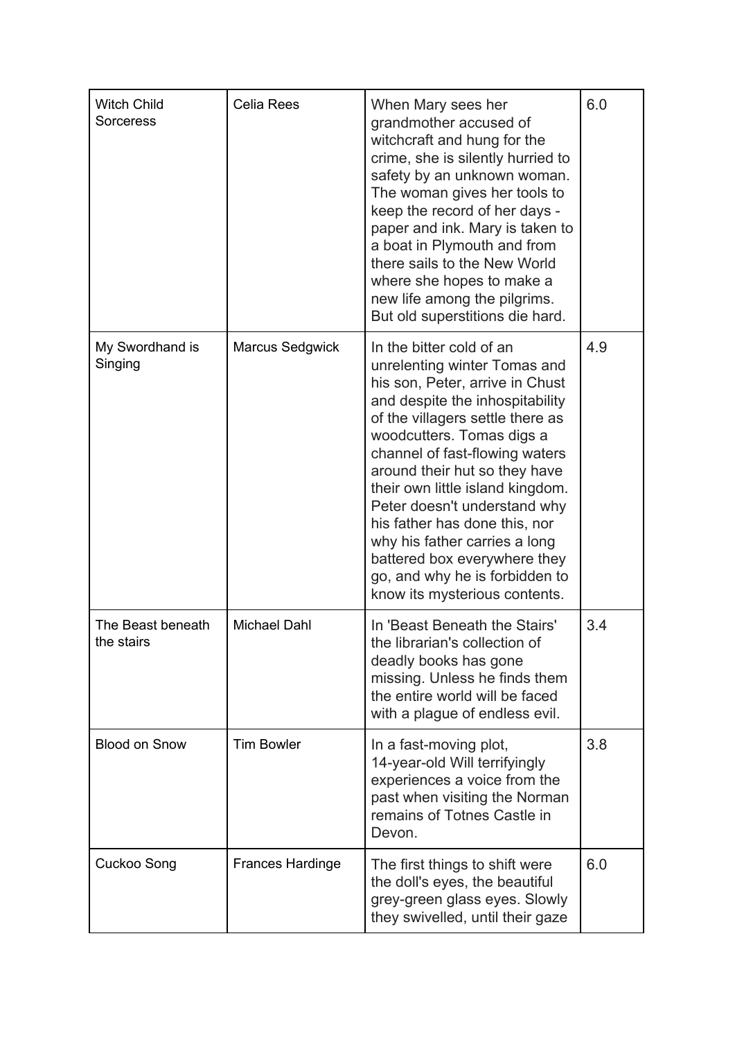| Witch Child Sorceress | Celia Rees | When Mary sees her grandmother accused of witchcraft and hung for the crime, she is silently hurried to safety by an unknown woman. The woman gives her tools to keep the record of her days - paper and ink. Mary is taken to a boat in Plymouth and from there sails to the New World where she hopes to make a new life among the pilgrims. But old superstitions die hard. | 6.0 |
|---|---|---|---|
| My Swordhand is Singing | Marcus Sedgwick | In the bitter cold of an unrelenting winter Tomas and his son, Peter, arrive in Chust and despite the inhospitability of the villagers settle there as woodcutters. Tomas digs a channel of fast-flowing waters around their hut so they have their own little island kingdom. Peter doesn't understand why his father has done this, nor why his father carries a long battered box everywhere they go, and why he is forbidden to know its mysterious contents. | 4.9 |
| The Beast beneath the stairs | Michael Dahl | In 'Beast Beneath the Stairs' the librarian's collection of deadly books has gone missing. Unless he finds them the entire world will be faced with a plague of endless evil. | 3.4 |
| Blood on Snow | Tim Bowler | In a fast-moving plot, 14-year-old Will terrifyingly experiences a voice from the past when visiting the Norman remains of Totnes Castle in Devon. | 3.8 |
| Cuckoo Song | Frances Hardinge | The first things to shift were the doll's eyes, the beautiful grey-green glass eyes. Slowly they swivelled, until their gaze | 6.0 |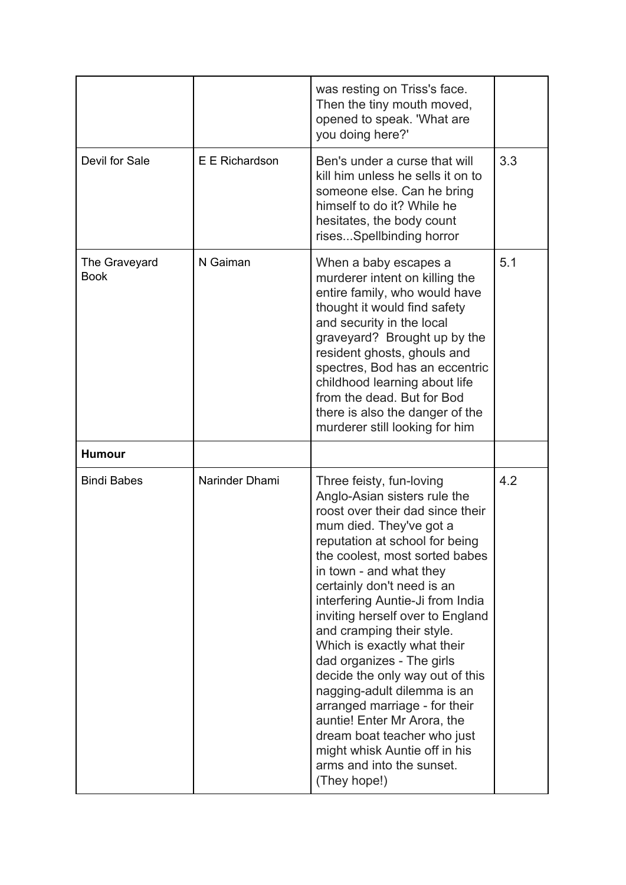| | | | |
|---|---|---|---|
| | | was resting on Triss's face. Then the tiny mouth moved, opened to speak. 'What are you doing here?' | |
| Devil for Sale | E E Richardson | Ben's under a curse that will kill him unless he sells it on to someone else. Can he bring himself to do it? While he hesitates, the body count rises...Spellbinding horror | 3.3 |
| The Graveyard Book | N Gaiman | When a baby escapes a murderer intent on killing the entire family, who would have thought it would find safety and security in the local graveyard? Brought up by the resident ghosts, ghouls and spectres, Bod has an eccentric childhood learning about life from the dead. But for Bod there is also the danger of the murderer still looking for him | 5.1 |
| **Humour** | | | |
| Bindi Babes | Narinder Dhami | Three feisty, fun-loving Anglo-Asian sisters rule the roost over their dad since their mum died. They've got a reputation at school for being the coolest, most sorted babes in town - and what they certainly don't need is an interfering Auntie-Ji from India inviting herself over to England and cramping their style. Which is exactly what their dad organizes - The girls decide the only way out of this nagging-adult dilemma is an arranged marriage - for their auntie! Enter Mr Arora, the dream boat teacher who just might whisk Auntie off in his arms and into the sunset. (They hope!) | 4.2 |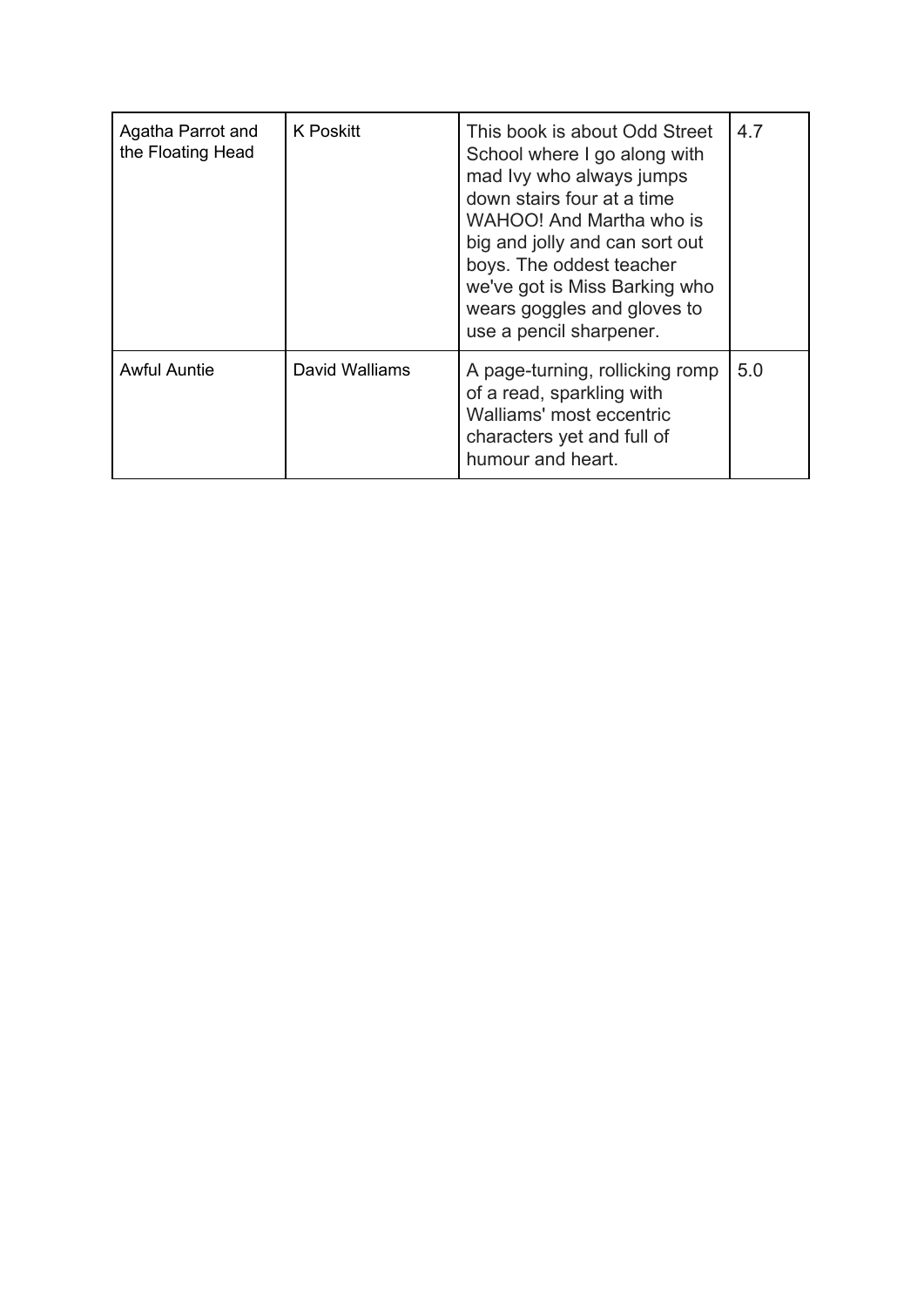| | | | |
|---|---|---|---|
| Agatha Parrot and the Floating Head | K Poskitt | This book is about Odd Street School where I go along with mad Ivy who always jumps down stairs four at a time WAHOO! And Martha who is big and jolly and can sort out boys. The oddest teacher we've got is Miss Barking who wears goggles and gloves to use a pencil sharpener. | 4.7 |
| Awful Auntie | David Walliams | A page-turning, rollicking romp of a read, sparkling with Walliams' most eccentric characters yet and full of humour and heart. | 5.0 |